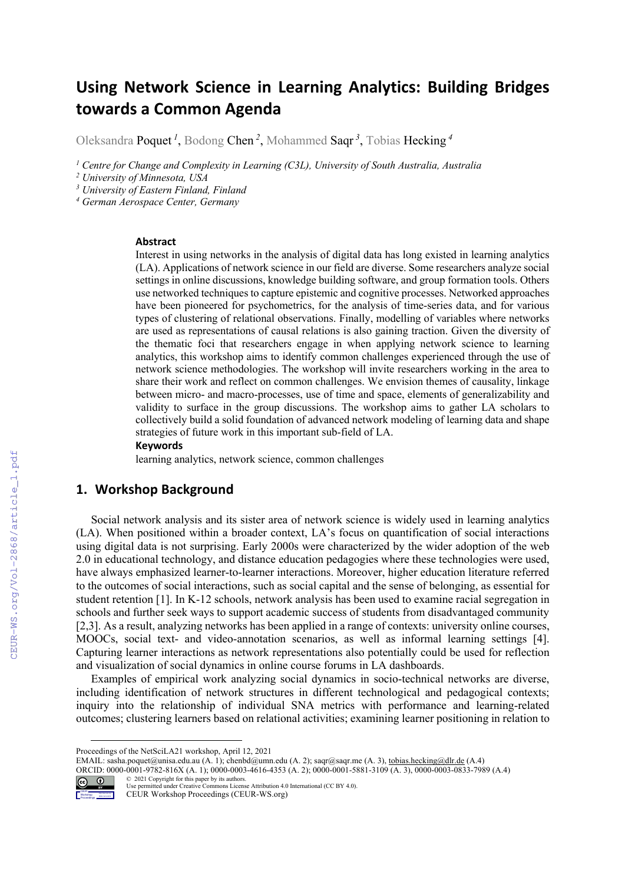# Using Network Science in Learning Analytics: Building Bridges towards a Common Agenda

Oleksandra Poquet [1], Bodong Chen [2], Mohammed Saqr [3], Tobias Hecking [4]

[1] *Centre for Change and Complexity in Learning (C3L), University of South Australia, Australia*
[2] *University of Minnesota, USA*
[3] *University of Eastern Finland, Finland*
[4] *German Aerospace Center, Germany*

### Abstract

Interest in using networks in the analysis of digital data has long existed in learning analytics (LA). Applications of network science in our field are diverse. Some researchers analyze social settings in online discussions, knowledge building software, and group formation tools. Others use networked techniques to capture epistemic and cognitive processes. Networked approaches have been pioneered for psychometrics, for the analysis of time-series data, and for various types of clustering of relational observations. Finally, modelling of variables where networks are used as representations of causal relations is also gaining traction. Given the diversity of the thematic foci that researchers engage in when applying network science to learning analytics, this workshop aims to identify common challenges experienced through the use of network science methodologies. The workshop will invite researchers working in the area to share their work and reflect on common challenges. We envision themes of causality, linkage between micro- and macro-processes, use of time and space, elements of generalizability and validity to surface in the group discussions. The workshop aims to gather LA scholars to collectively build a solid foundation of advanced network modeling of learning data and shape strategies of future work in this important sub-field of LA.

### Keywords

learning analytics, network science, common challenges

## 1. Workshop Background

Social network analysis and its sister area of network science is widely used in learning analytics (LA). When positioned within a broader context, LA's focus on quantification of social interactions using digital data is not surprising. Early 2000s were characterized by the wider adoption of the web 2.0 in educational technology, and distance education pedagogies where these technologies were used, have always emphasized learner-to-learner interactions. Moreover, higher education literature referred to the outcomes of social interactions, such as social capital and the sense of belonging, as essential for student retention [1]. In K-12 schools, network analysis has been used to examine racial segregation in schools and further seek ways to support academic success of students from disadvantaged community [2,3]. As a result, analyzing networks has been applied in a range of contexts: university online courses, MOOCs, social text- and video-annotation scenarios, as well as informal learning settings [4]. Capturing learner interactions as network representations also potentially could be used for reflection and visualization of social dynamics in online course forums in LA dashboards.

Examples of empirical work analyzing social dynamics in socio-technical networks are diverse, including identification of network structures in different technological and pedagogical contexts; inquiry into the relationship of individual SNA metrics with performance and learning-related outcomes; clustering learners based on relational activities; examining learner positioning in relation to

---

Proceedings of the NetSciLA21 workshop, April 12, 2021
EMAIL: sasha.poquet@unisa.edu.au (A. 1); chenbd@umn.edu (A. 2); saqr@saqr.me (A. 3), tobias.hecking@dlr.de (A.4)
ORCID: 0000-0001-9782-816X (A. 1); 0000-0003-4616-4353 (A. 2); 0000-0001-5881-3109 (A. 3), 0000-0003-0833-7989 (A.4)
© 2021 Copyright for this paper by its authors.
Use permitted under Creative Commons License Attribution 4.0 International (CC BY 4.0).
CEUR Workshop Proceedings (CEUR-WS.org)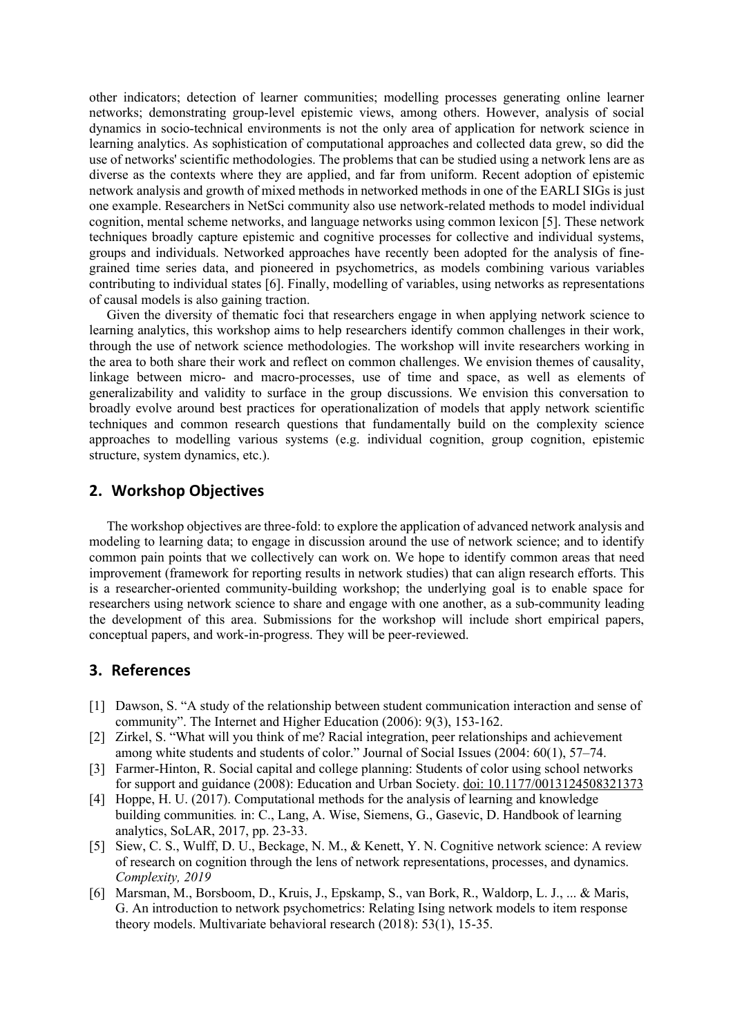other indicators; detection of learner communities; modelling processes generating online learner networks; demonstrating group-level epistemic views, among others. However, analysis of social dynamics in socio-technical environments is not the only area of application for network science in learning analytics. As sophistication of computational approaches and collected data grew, so did the use of networks' scientific methodologies. The problems that can be studied using a network lens are as diverse as the contexts where they are applied, and far from uniform. Recent adoption of epistemic network analysis and growth of mixed methods in networked methods in one of the EARLI SIGs is just one example. Researchers in NetSci community also use network-related methods to model individual cognition, mental scheme networks, and language networks using common lexicon [5]. These network techniques broadly capture epistemic and cognitive processes for collective and individual systems, groups and individuals. Networked approaches have recently been adopted for the analysis of fine-grained time series data, and pioneered in psychometrics, as models combining various variables contributing to individual states [6]. Finally, modelling of variables, using networks as representations of causal models is also gaining traction.

Given the diversity of thematic foci that researchers engage in when applying network science to learning analytics, this workshop aims to help researchers identify common challenges in their work, through the use of network science methodologies. The workshop will invite researchers working in the area to both share their work and reflect on common challenges. We envision themes of causality, linkage between micro- and macro-processes, use of time and space, as well as elements of generalizability and validity to surface in the group discussions. We envision this conversation to broadly evolve around best practices for operationalization of models that apply network scientific techniques and common research questions that fundamentally build on the complexity science approaches to modelling various systems (e.g. individual cognition, group cognition, epistemic structure, system dynamics, etc.).

## 2. Workshop Objectives

The workshop objectives are three-fold: to explore the application of advanced network analysis and modeling to learning data; to engage in discussion around the use of network science; and to identify common pain points that we collectively can work on. We hope to identify common areas that need improvement (framework for reporting results in network studies) that can align research efforts. This is a researcher-oriented community-building workshop; the underlying goal is to enable space for researchers using network science to share and engage with one another, as a sub-community leading the development of this area. Submissions for the workshop will include short empirical papers, conceptual papers, and work-in-progress. They will be peer-reviewed.

## 3. References

[1] Dawson, S. "A study of the relationship between student communication interaction and sense of community". The Internet and Higher Education (2006): 9(3), 153-162.

[2] Zirkel, S. "What will you think of me? Racial integration, peer relationships and achievement among white students and students of color." Journal of Social Issues (2004: 60(1), 57–74.

[3] Farmer-Hinton, R. Social capital and college planning: Students of color using school networks for support and guidance (2008): Education and Urban Society. doi: 10.1177/0013124508321373

[4] Hoppe, H. U. (2017). Computational methods for the analysis of learning and knowledge building communities*.* in: C., Lang, A. Wise, Siemens, G., Gasevic, D. Handbook of learning analytics, SoLAR, 2017, pp. 23-33.

[5] Siew, C. S., Wulff, D. U., Beckage, N. M., & Kenett, Y. N. Cognitive network science: A review of research on cognition through the lens of network representations, processes, and dynamics. *Complexity, 2019*

[6] Marsman, M., Borsboom, D., Kruis, J., Epskamp, S., van Bork, R., Waldorp, L. J., ... & Maris, G. An introduction to network psychometrics: Relating Ising network models to item response theory models. Multivariate behavioral research (2018): 53(1), 15-35.